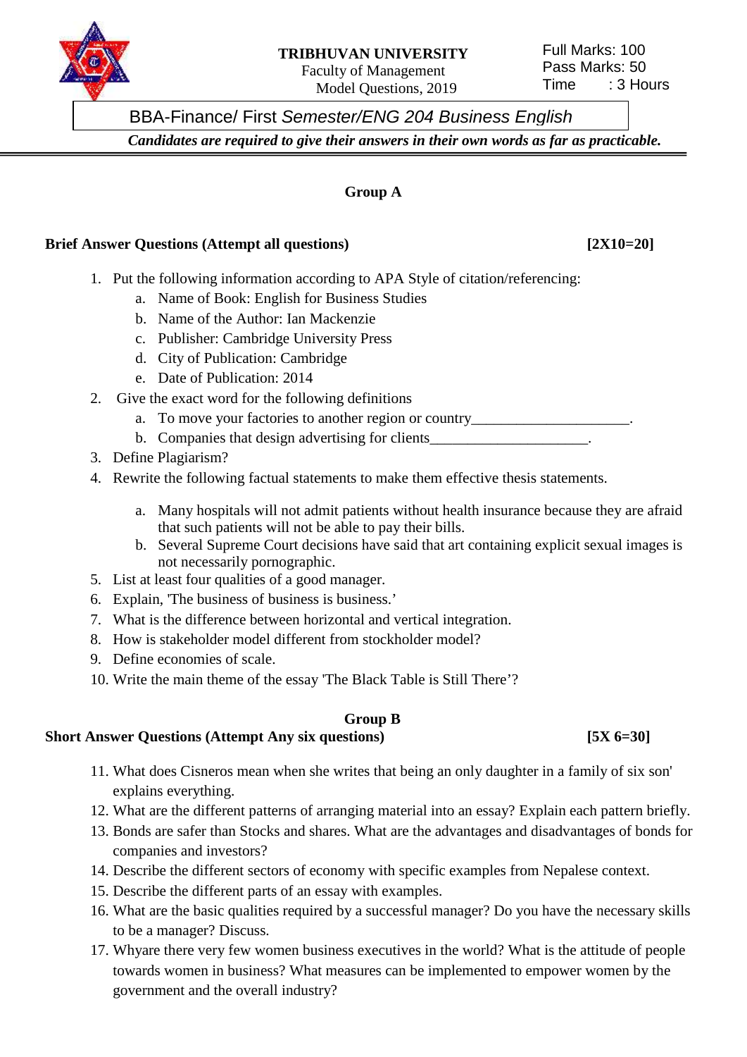**TRIBHUVAN UNIVERSITY**
Faculty of Management
Model Questions, 2019

Full Marks: 100
Pass Marks: 50
Time : 3 Hours

BBA-Finance/ First *Semester/ENG 204 Business English*

***Candidates are required to give their answers in their own words as far as practicable.***

## Group A

**Brief Answer Questions (Attempt all questions)** **[2X10=20]**

1. Put the following information according to APA Style of citation/referencing:
   a. Name of Book: English for Business Studies
   b. Name of the Author: Ian Mackenzie
   c. Publisher: Cambridge University Press
   d. City of Publication: Cambridge
   e. Date of Publication: 2014
2. Give the exact word for the following definitions
   a. To move your factories to another region or country_____________________.
   b. Companies that design advertising for clients_____________________.
3. Define Plagiarism?
4. Rewrite the following factual statements to make them effective thesis statements.
   a. Many hospitals will not admit patients without health insurance because they are afraid that such patients will not be able to pay their bills.
   b. Several Supreme Court decisions have said that art containing explicit sexual images is not necessarily pornographic.
5. List at least four qualities of a good manager.
6. Explain, 'The business of business is business.'
7. What is the difference between horizontal and vertical integration.
8. How is stakeholder model different from stockholder model?
9. Define economies of scale.
10. Write the main theme of the essay 'The Black Table is Still There'?

## Group B

**Short Answer Questions (Attempt Any six questions)** **[5X 6=30]**

11. What does Cisneros mean when she writes that being an only daughter in a family of six son' explains everything.
12. What are the different patterns of arranging material into an essay? Explain each pattern briefly.
13. Bonds are safer than Stocks and shares. What are the advantages and disadvantages of bonds for companies and investors?
14. Describe the different sectors of economy with specific examples from Nepalese context.
15. Describe the different parts of an essay with examples.
16. What are the basic qualities required by a successful manager? Do you have the necessary skills to be a manager? Discuss.
17. Whyare there very few women business executives in the world? What is the attitude of people towards women in business? What measures can be implemented to empower women by the government and the overall industry?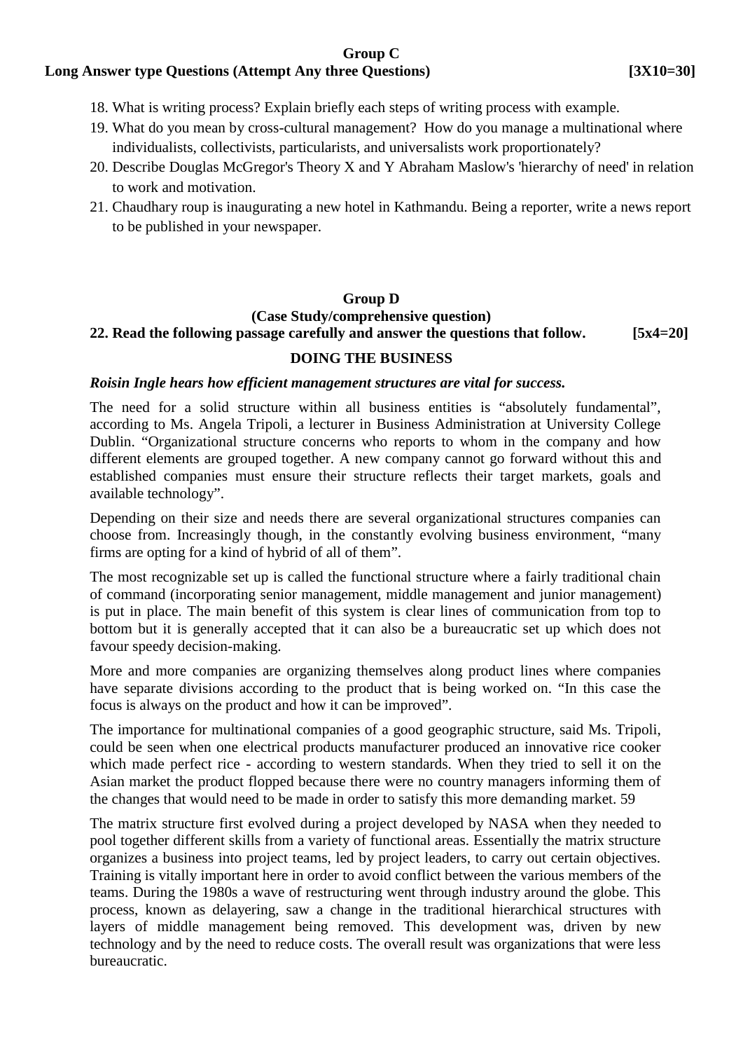## Group C

**Long Answer type Questions (Attempt Any three Questions) [3X10=30]**

18. What is writing process? Explain briefly each steps of writing process with example.
19. What do you mean by cross-cultural management? How do you manage a multinational where individualists, collectivists, particularists, and universalists work proportionately?
20. Describe Douglas McGregor's Theory X and Y Abraham Maslow's 'hierarchy of need' in relation to work and motivation.
21. Chaudhary roup is inaugurating a new hotel in Kathmandu. Being a reporter, write a news report to be published in your newspaper.

## Group D

**(Case Study/comprehensive question)**

**22. Read the following passage carefully and answer the questions that follow. [5x4=20]**

**DOING THE BUSINESS**

***Roisin Ingle hears how efficient management structures are vital for success.***

The need for a solid structure within all business entities is "absolutely fundamental", according to Ms. Angela Tripoli, a lecturer in Business Administration at University College Dublin. "Organizational structure concerns who reports to whom in the company and how different elements are grouped together. A new company cannot go forward without this and established companies must ensure their structure reflects their target markets, goals and available technology".

Depending on their size and needs there are several organizational structures companies can choose from. Increasingly though, in the constantly evolving business environment, "many firms are opting for a kind of hybrid of all of them".

The most recognizable set up is called the functional structure where a fairly traditional chain of command (incorporating senior management, middle management and junior management) is put in place. The main benefit of this system is clear lines of communication from top to bottom but it is generally accepted that it can also be a bureaucratic set up which does not favour speedy decision-making.

More and more companies are organizing themselves along product lines where companies have separate divisions according to the product that is being worked on. "In this case the focus is always on the product and how it can be improved".

The importance for multinational companies of a good geographic structure, said Ms. Tripoli, could be seen when one electrical products manufacturer produced an innovative rice cooker which made perfect rice - according to western standards. When they tried to sell it on the Asian market the product flopped because there were no country managers informing them of the changes that would need to be made in order to satisfy this more demanding market. 59

The matrix structure first evolved during a project developed by NASA when they needed to pool together different skills from a variety of functional areas. Essentially the matrix structure organizes a business into project teams, led by project leaders, to carry out certain objectives. Training is vitally important here in order to avoid conflict between the various members of the teams. During the 1980s a wave of restructuring went through industry around the globe. This process, known as delayering, saw a change in the traditional hierarchical structures with layers of middle management being removed. This development was, driven by new technology and by the need to reduce costs. The overall result was organizations that were less bureaucratic.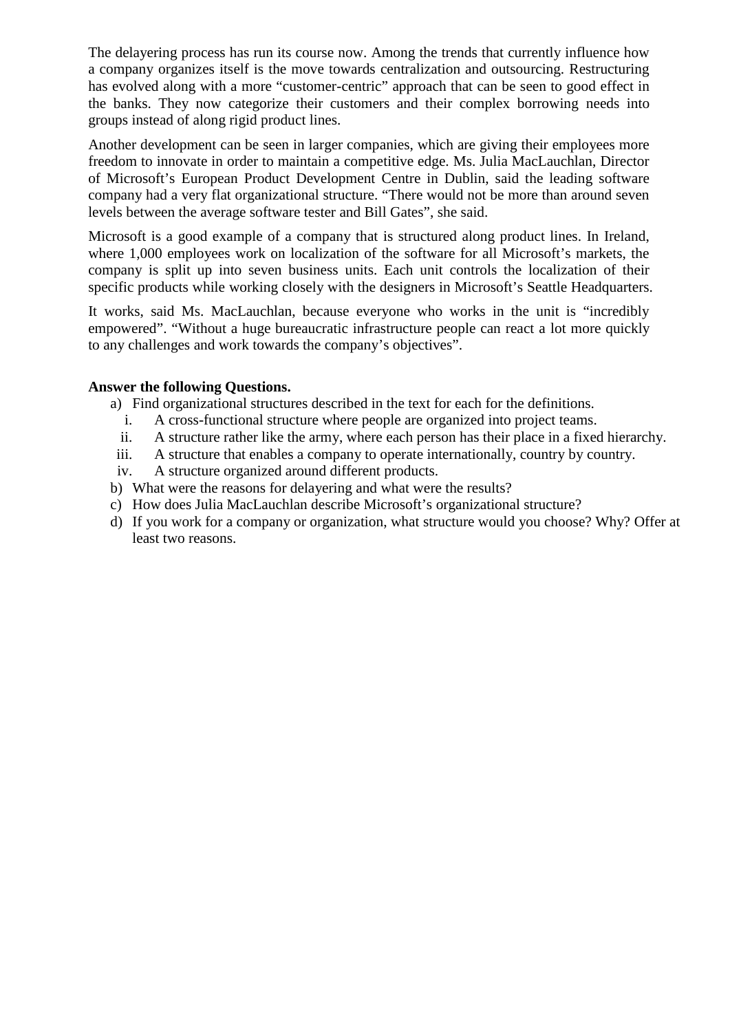The delayering process has run its course now. Among the trends that currently influence how a company organizes itself is the move towards centralization and outsourcing. Restructuring has evolved along with a more “customer-centric” approach that can be seen to good effect in the banks. They now categorize their customers and their complex borrowing needs into groups instead of along rigid product lines.

Another development can be seen in larger companies, which are giving their employees more freedom to innovate in order to maintain a competitive edge. Ms. Julia MacLauchlan, Director of Microsoft’s European Product Development Centre in Dublin, said the leading software company had a very flat organizational structure. “There would not be more than around seven levels between the average software tester and Bill Gates”, she said.

Microsoft is a good example of a company that is structured along product lines. In Ireland, where 1,000 employees work on localization of the software for all Microsoft’s markets, the company is split up into seven business units. Each unit controls the localization of their specific products while working closely with the designers in Microsoft’s Seattle Headquarters.

It works, said Ms. MacLauchlan, because everyone who works in the unit is “incredibly empowered”. “Without a huge bureaucratic infrastructure people can react a lot more quickly to any challenges and work towards the company’s objectives”.

**Answer the following Questions.**

a) Find organizational structures described in the text for each for the definitions.
   i. A cross-functional structure where people are organized into project teams.
   ii. A structure rather like the army, where each person has their place in a fixed hierarchy.
   iii. A structure that enables a company to operate internationally, country by country.
   iv. A structure organized around different products.

b) What were the reasons for delayering and what were the results?

c) How does Julia MacLauchlan describe Microsoft’s organizational structure?

d) If you work for a company or organization, what structure would you choose? Why? Offer at least two reasons.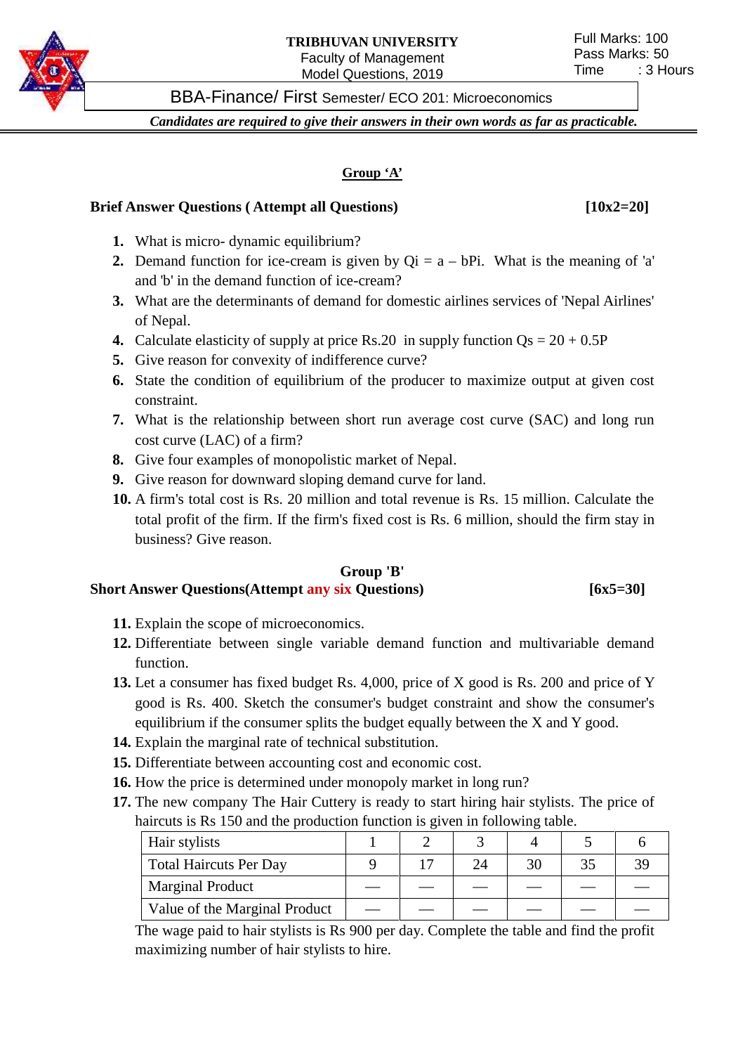**TRIBHUVAN UNIVERSITY**
Faculty of Management
Model Questions, 2019

Full Marks: 100
Pass Marks: 50
Time : 3 Hours

BBA-Finance/ First Semester/ ECO 201: Microeconomics

***Candidates are required to give their answers in their own words as far as practicable.***

## Group 'A'

**Brief Answer Questions ( Attempt all Questions)** **[10x2=20]**

1. What is micro- dynamic equilibrium?
2. Demand function for ice-cream is given by $Qi = a - bPi$. What is the meaning of 'a' and 'b' in the demand function of ice-cream?
3. What are the determinants of demand for domestic airlines services of 'Nepal Airlines' of Nepal.
4. Calculate elasticity of supply at price Rs.20 in supply function $Qs = 20 + 0.5P$
5. Give reason for convexity of indifference curve?
6. State the condition of equilibrium of the producer to maximize output at given cost constraint.
7. What is the relationship between short run average cost curve (SAC) and long run cost curve (LAC) of a firm?
8. Give four examples of monopolistic market of Nepal.
9. Give reason for downward sloping demand curve for land.
10. A firm's total cost is Rs. 20 million and total revenue is Rs. 15 million. Calculate the total profit of the firm. If the firm's fixed cost is Rs. 6 million, should the firm stay in business? Give reason.

## Group 'B'

**Short Answer Questions(Attempt any six Questions)** **[6x5=30]**

11. Explain the scope of microeconomics.
12. Differentiate between single variable demand function and multivariable demand function.
13. Let a consumer has fixed budget Rs. 4,000, price of X good is Rs. 200 and price of Y good is Rs. 400. Sketch the consumer's budget constraint and show the consumer's equilibrium if the consumer splits the budget equally between the X and Y good.
14. Explain the marginal rate of technical substitution.
15. Differentiate between accounting cost and economic cost.
16. How the price is determined under monopoly market in long run?
17. The new company The Hair Cuttery is ready to start hiring hair stylists. The price of haircuts is Rs 150 and the production function is given in following table.

| Hair stylists | 1 | 2 | 3 | 4 | 5 | 6 |
|---|---|---|---|---|---|---|
| Total Haircuts Per Day | 9 | 17 | 24 | 30 | 35 | 39 |
| Marginal Product | — | — | — | — | — | — |
| Value of the Marginal Product | — | — | — | — | — | — |

The wage paid to hair stylists is Rs 900 per day. Complete the table and find the profit maximizing number of hair stylists to hire.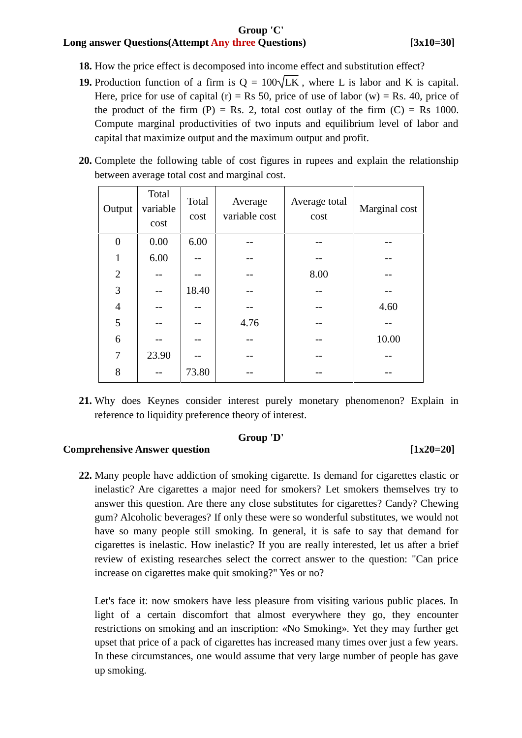## Group 'C'

**Long answer Questions(Attempt Any three Questions)** **[3x10=30]**

**18.** How the price effect is decomposed into income effect and substitution effect?

**19.** Production function of a firm is $Q = 100\sqrt{LK}$, where L is labor and K is capital. Here, price for use of capital (r) = Rs 50, price of use of labor (w) = Rs. 40, price of the product of the firm (P) = Rs. 2, total cost outlay of the firm (C) = Rs 1000. Compute marginal productivities of two inputs and equilibrium level of labor and capital that maximize output and the maximum output and profit.

**20.** Complete the following table of cost figures in rupees and explain the relationship between average total cost and marginal cost.

| Output | Total variable cost | Total cost | Average variable cost | Average total cost | Marginal cost |
|---|---|---|---|---|---|
| 0 | 0.00 | 6.00 | -- | -- | -- |
| 1 | 6.00 | -- | -- | -- | -- |
| 2 | -- | -- | -- | 8.00 | -- |
| 3 | -- | 18.40 | -- | -- | -- |
| 4 | -- | -- | -- | -- | 4.60 |
| 5 | -- | -- | 4.76 | -- | -- |
| 6 | -- | -- | -- | -- | 10.00 |
| 7 | 23.90 | -- | -- | -- | -- |
| 8 | -- | 73.80 | -- | -- | -- |

**21.** Why does Keynes consider interest purely monetary phenomenon? Explain in reference to liquidity preference theory of interest.

## Group 'D'

**Comprehensive Answer question** **[1x20=20]**

**22.** Many people have addiction of smoking cigarette. Is demand for cigarettes elastic or inelastic? Are cigarettes a major need for smokers? Let smokers themselves try to answer this question. Are there any close substitutes for cigarettes? Candy? Chewing gum? Alcoholic beverages? If only these were so wonderful substitutes, we would not have so many people still smoking. In general, it is safe to say that demand for cigarettes is inelastic. How inelastic? If you are really interested, let us after a brief review of existing researches select the correct answer to the question: "Can price increase on cigarettes make quit smoking?" Yes or no?

Let's face it: now smokers have less pleasure from visiting various public places. In light of a certain discomfort that almost everywhere they go, they encounter restrictions on smoking and an inscription: «No Smoking». Yet they may further get upset that price of a pack of cigarettes has increased many times over just a few years. In these circumstances, one would assume that very large number of people has gave up smoking.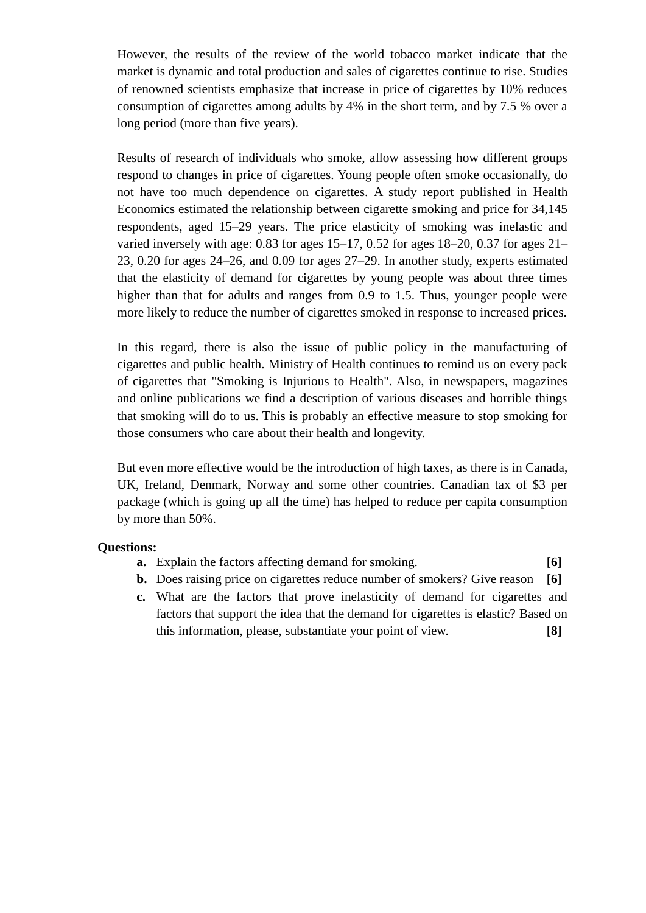However, the results of the review of the world tobacco market indicate that the market is dynamic and total production and sales of cigarettes continue to rise. Studies of renowned scientists emphasize that increase in price of cigarettes by 10% reduces consumption of cigarettes among adults by 4% in the short term, and by 7.5 % over a long period (more than five years).

Results of research of individuals who smoke, allow assessing how different groups respond to changes in price of cigarettes. Young people often smoke occasionally, do not have too much dependence on cigarettes. A study report published in Health Economics estimated the relationship between cigarette smoking and price for 34,145 respondents, aged 15–29 years. The price elasticity of smoking was inelastic and varied inversely with age: 0.83 for ages 15–17, 0.52 for ages 18–20, 0.37 for ages 21–23, 0.20 for ages 24–26, and 0.09 for ages 27–29. In another study, experts estimated that the elasticity of demand for cigarettes by young people was about three times higher than that for adults and ranges from 0.9 to 1.5. Thus, younger people were more likely to reduce the number of cigarettes smoked in response to increased prices.

In this regard, there is also the issue of public policy in the manufacturing of cigarettes and public health. Ministry of Health continues to remind us on every pack of cigarettes that "Smoking is Injurious to Health". Also, in newspapers, magazines and online publications we find a description of various diseases and horrible things that smoking will do to us. This is probably an effective measure to stop smoking for those consumers who care about their health and longevity.

But even more effective would be the introduction of high taxes, as there is in Canada, UK, Ireland, Denmark, Norway and some other countries. Canadian tax of $3 per package (which is going up all the time) has helped to reduce per capita consumption by more than 50%.

**Questions:**

- **a.** Explain the factors affecting demand for smoking. **[6]**
- **b.** Does raising price on cigarettes reduce number of smokers? Give reason **[6]**
- **c.** What are the factors that prove inelasticity of demand for cigarettes and factors that support the idea that the demand for cigarettes is elastic? Based on this information, please, substantiate your point of view. **[8]**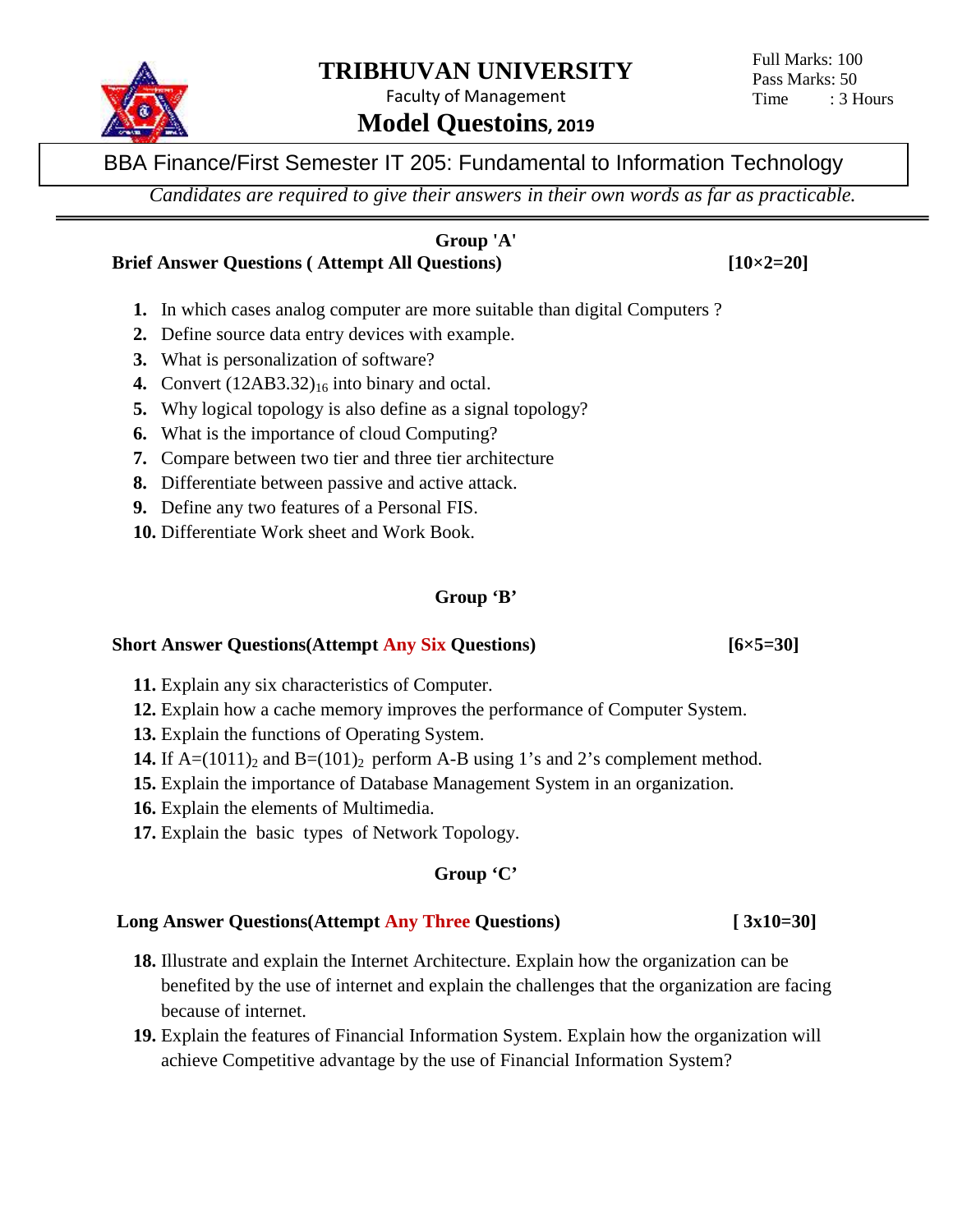# TRIBHUVAN UNIVERSITY

Faculty of Management

## Model Questoins, 2019

Full Marks: 100
Pass Marks: 50
Time : 3 Hours

BBA Finance/First Semester IT 205: Fundamental to Information Technology

*Candidates are required to give their answers in their own words as far as practicable.*

### Group 'A'

**Brief Answer Questions ( Attempt All Questions)** **[10×2=20]**

1. In which cases analog computer are more suitable than digital Computers ?
2. Define source data entry devices with example.
3. What is personalization of software?
4. Convert $(12AB3.32)_{16}$ into binary and octal.
5. Why logical topology is also define as a signal topology?
6. What is the importance of cloud Computing?
7. Compare between two tier and three tier architecture
8. Differentiate between passive and active attack.
9. Define any two features of a Personal FIS.
10. Differentiate Work sheet and Work Book.

### Group 'B'

**Short Answer Questions(Attempt Any Six Questions)** **[6×5=30]**

11. Explain any six characteristics of Computer.
12. Explain how a cache memory improves the performance of Computer System.
13. Explain the functions of Operating System.
14. If $A=(1011)_2$ and $B=(101)_2$ perform A-B using 1's and 2's complement method.
15. Explain the importance of Database Management System in an organization.
16. Explain the elements of Multimedia.
17. Explain the basic types of Network Topology.

### Group 'C'

**Long Answer Questions(Attempt Any Three Questions)** **[ 3x10=30]**

18. Illustrate and explain the Internet Architecture. Explain how the organization can be benefited by the use of internet and explain the challenges that the organization are facing because of internet.
19. Explain the features of Financial Information System. Explain how the organization will achieve Competitive advantage by the use of Financial Information System?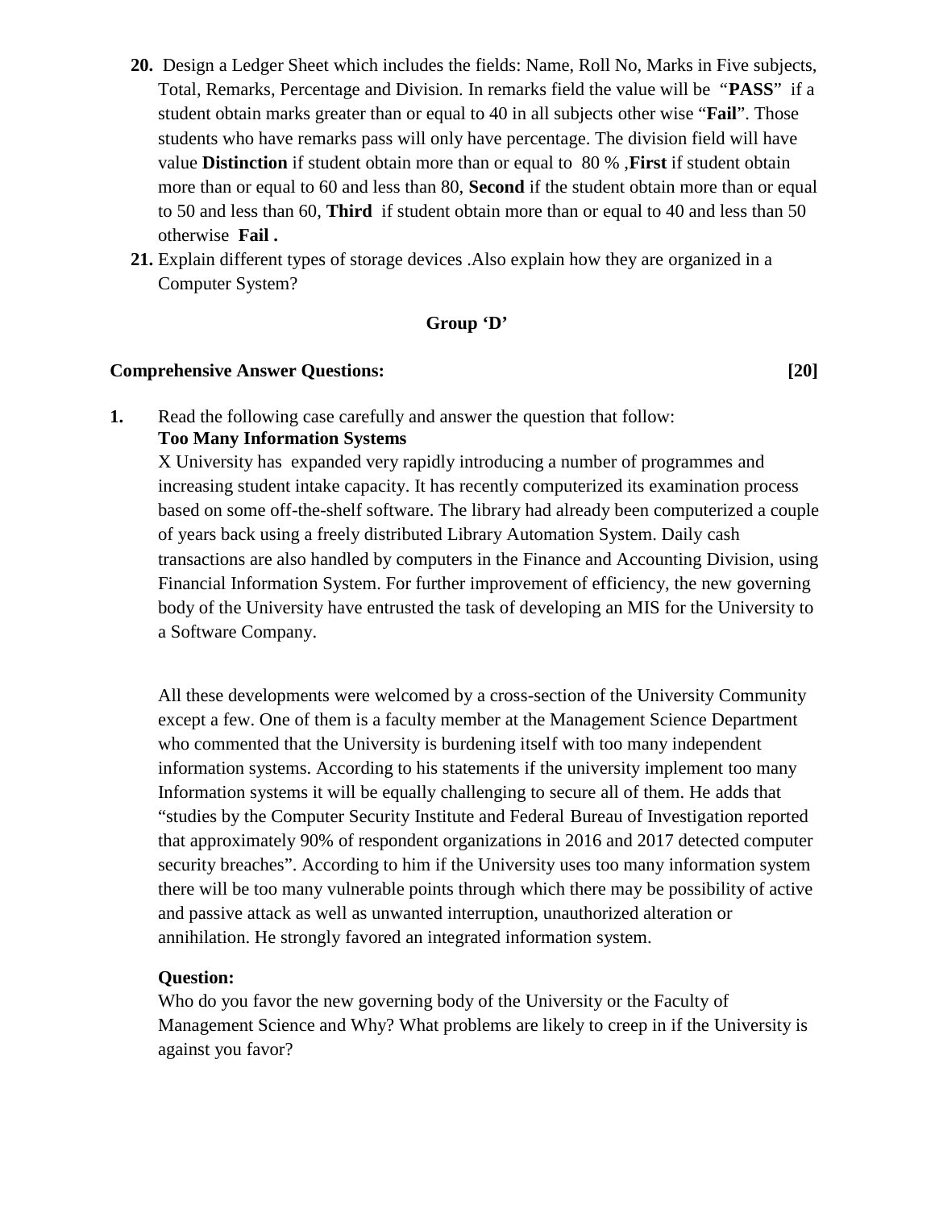20. Design a Ledger Sheet which includes the fields: Name, Roll No, Marks in Five subjects, Total, Remarks, Percentage and Division. In remarks field the value will be "**PASS**" if a student obtain marks greater than or equal to 40 in all subjects other wise "**Fail**". Those students who have remarks pass will only have percentage. The division field will have value **Distinction** if student obtain more than or equal to 80 % ,**First** if student obtain more than or equal to 60 and less than 80, **Second** if the student obtain more than or equal to 50 and less than 60, **Third** if student obtain more than or equal to 40 and less than 50 otherwise **Fail .**

21. Explain different types of storage devices .Also explain how they are organized in a Computer System?

**Group 'D'**

**Comprehensive Answer Questions: [20]**

**1.** Read the following case carefully and answer the question that follow:

**Too Many Information Systems**

X University has expanded very rapidly introducing a number of programmes and increasing student intake capacity. It has recently computerized its examination process based on some off-the-shelf software. The library had already been computerized a couple of years back using a freely distributed Library Automation System. Daily cash transactions are also handled by computers in the Finance and Accounting Division, using Financial Information System. For further improvement of efficiency, the new governing body of the University have entrusted the task of developing an MIS for the University to a Software Company.

All these developments were welcomed by a cross-section of the University Community except a few. One of them is a faculty member at the Management Science Department who commented that the University is burdening itself with too many independent information systems. According to his statements if the university implement too many Information systems it will be equally challenging to secure all of them. He adds that "studies by the Computer Security Institute and Federal Bureau of Investigation reported that approximately 90% of respondent organizations in 2016 and 2017 detected computer security breaches". According to him if the University uses too many information system there will be too many vulnerable points through which there may be possibility of active and passive attack as well as unwanted interruption, unauthorized alteration or annihilation. He strongly favored an integrated information system.

**Question:**

Who do you favor the new governing body of the University or the Faculty of Management Science and Why? What problems are likely to creep in if the University is against you favor?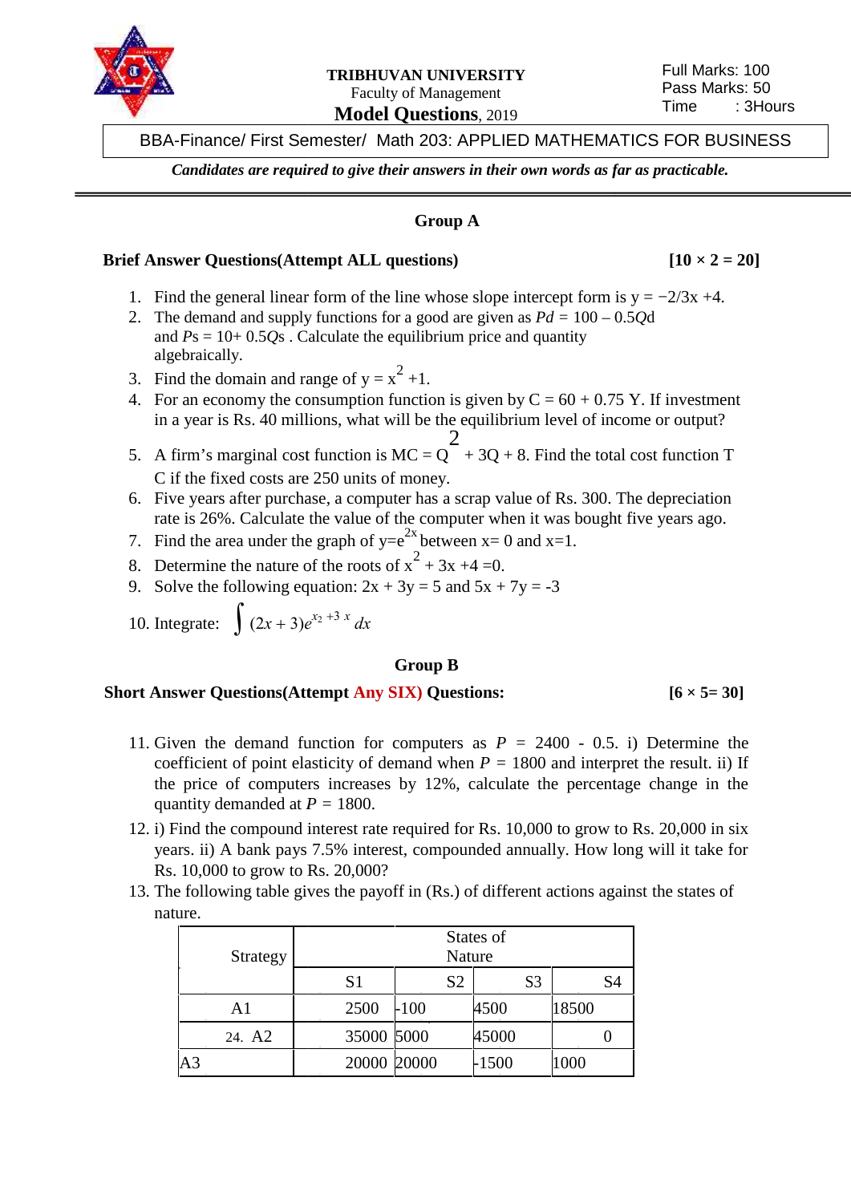**TRIBHUVAN UNIVERSITY**
Faculty of Management
**Model Questions**, 2019

Full Marks: 100
Pass Marks: 50
Time : 3Hours

BBA-Finance/ First Semester/ Math 203: APPLIED MATHEMATICS FOR BUSINESS

***Candidates are required to give their answers in their own words as far as practicable.***

## Group A

**Brief Answer Questions(Attempt ALL questions)** **[10 × 2 = 20]**

1. Find the general linear form of the line whose slope intercept form is $y = -2/3x + 4$.
2. The demand and supply functions for a good are given as $Pd = 100 - 0.5Qd$ and $Ps = 10 + 0.5Qs$ . Calculate the equilibrium price and quantity algebraically.
3. Find the domain and range of $y = x^2 + 1$.
4. For an economy the consumption function is given by $C = 60 + 0.75\,Y$. If investment in a year is Rs. 40 millions, what will be the equilibrium level of income or output?
5. A firm's marginal cost function is $MC = Q^2 + 3Q + 8$. Find the total cost function TC if the fixed costs are 250 units of money.
6. Five years after purchase, a computer has a scrap value of Rs. 300. The depreciation rate is 26%. Calculate the value of the computer when it was bought five years ago.
7. Find the area under the graph of $y=e^{2x}$ between $x= 0$ and $x=1$.
8. Determine the nature of the roots of $x^2 + 3x + 4 = 0$.
9. Solve the following equation: $2x + 3y = 5$ and $5x + 7y = -3$
10. Integrate: $\int (2x + 3)e^{x_2 + 3x}\, dx$

## Group B

**Short Answer Questions(Attempt Any SIX) Questions:** **[6 × 5= 30]**

11. Given the demand function for computers as $P = 2400 - 0.5$. i) Determine the coefficient of point elasticity of demand when $P = 1800$ and interpret the result. ii) If the price of computers increases by 12%, calculate the percentage change in the quantity demanded at $P = 1800$.
12. i) Find the compound interest rate required for Rs. 10,000 to grow to Rs. 20,000 in six years. ii) A bank pays 7.5% interest, compounded annually. How long will it take for Rs. 10,000 to grow to Rs. 20,000?
13. The following table gives the payoff in (Rs.) of different actions against the states of nature.

| Strategy | States of Nature | | | |
|---|---|---|---|---|
| | S1 | S2 | S3 | S4 |
| A1 | 2500 | -100 | 4500 | 18500 |
| 24. A2 | 35000 | 5000 | 45000 | 0 |
| A3 | 20000 | 20000 | -1500 | 1000 |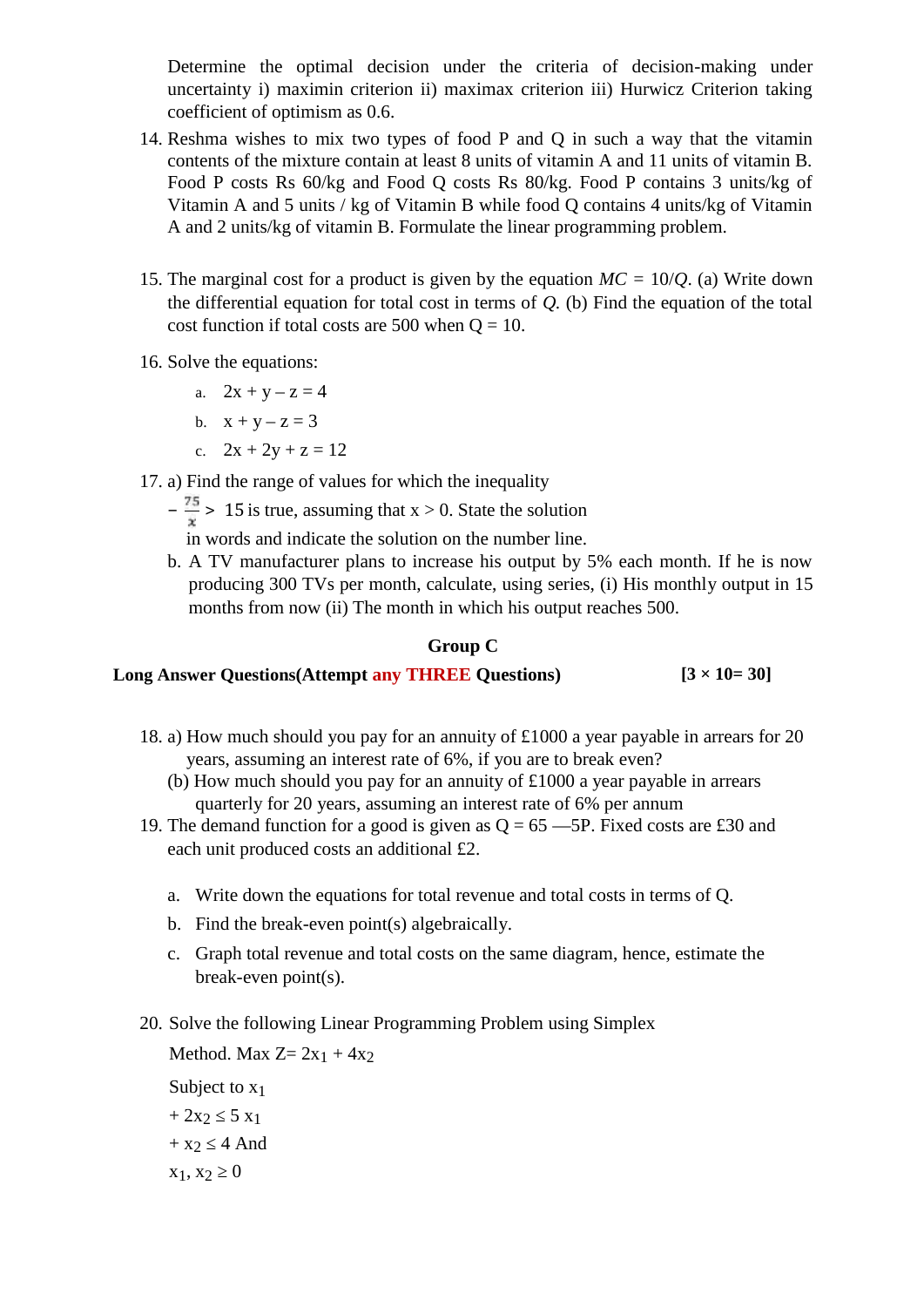Determine the optimal decision under the criteria of decision-making under uncertainty i) maximin criterion ii) maximax criterion iii) Hurwicz Criterion taking coefficient of optimism as 0.6.

14. Reshma wishes to mix two types of food P and Q in such a way that the vitamin contents of the mixture contain at least 8 units of vitamin A and 11 units of vitamin B. Food P costs Rs 60/kg and Food Q costs Rs 80/kg. Food P contains 3 units/kg of Vitamin A and 5 units / kg of Vitamin B while food Q contains 4 units/kg of Vitamin A and 2 units/kg of vitamin B. Formulate the linear programming problem.

15. The marginal cost for a product is given by the equation $MC = 10/Q$. (a) Write down the differential equation for total cost in terms of $Q$. (b) Find the equation of the total cost function if total costs are 500 when Q = 10.

16. Solve the equations:

    a. $2x + y - z = 4$

    b. $x + y - z = 3$

    c. $2x + 2y + z = 12$

17. a) Find the range of values for which the inequality $-\frac{75}{x} > 15$ is true, assuming that x > 0. State the solution in words and indicate the solution on the number line.

    b. A TV manufacturer plans to increase his output by 5% each month. If he is now producing 300 TVs per month, calculate, using series, (i) His monthly output in 15 months from now (ii) The month in which his output reaches 500.

## Group C

**Long Answer Questions(Attempt any THREE Questions)** **[3 × 10= 30]**

18. a) How much should you pay for an annuity of £1000 a year payable in arrears for 20 years, assuming an interest rate of 6%, if you are to break even?

    (b) How much should you pay for an annuity of £1000 a year payable in arrears quarterly for 20 years, assuming an interest rate of 6% per annum

19. The demand function for a good is given as Q = 65 —5P. Fixed costs are £30 and each unit produced costs an additional £2.

    a. Write down the equations for total revenue and total costs in terms of Q.

    b. Find the break-even point(s) algebraically.

    c. Graph total revenue and total costs on the same diagram, hence, estimate the break-even point(s).

20. Solve the following Linear Programming Problem using Simplex Method. Max $Z = 2x_1 + 4x_2$

    Subject to $x_1 + 2x_2 \leq 5$ $x_1 + x_2 \leq 4$ And

    $x_1, x_2 \geq 0$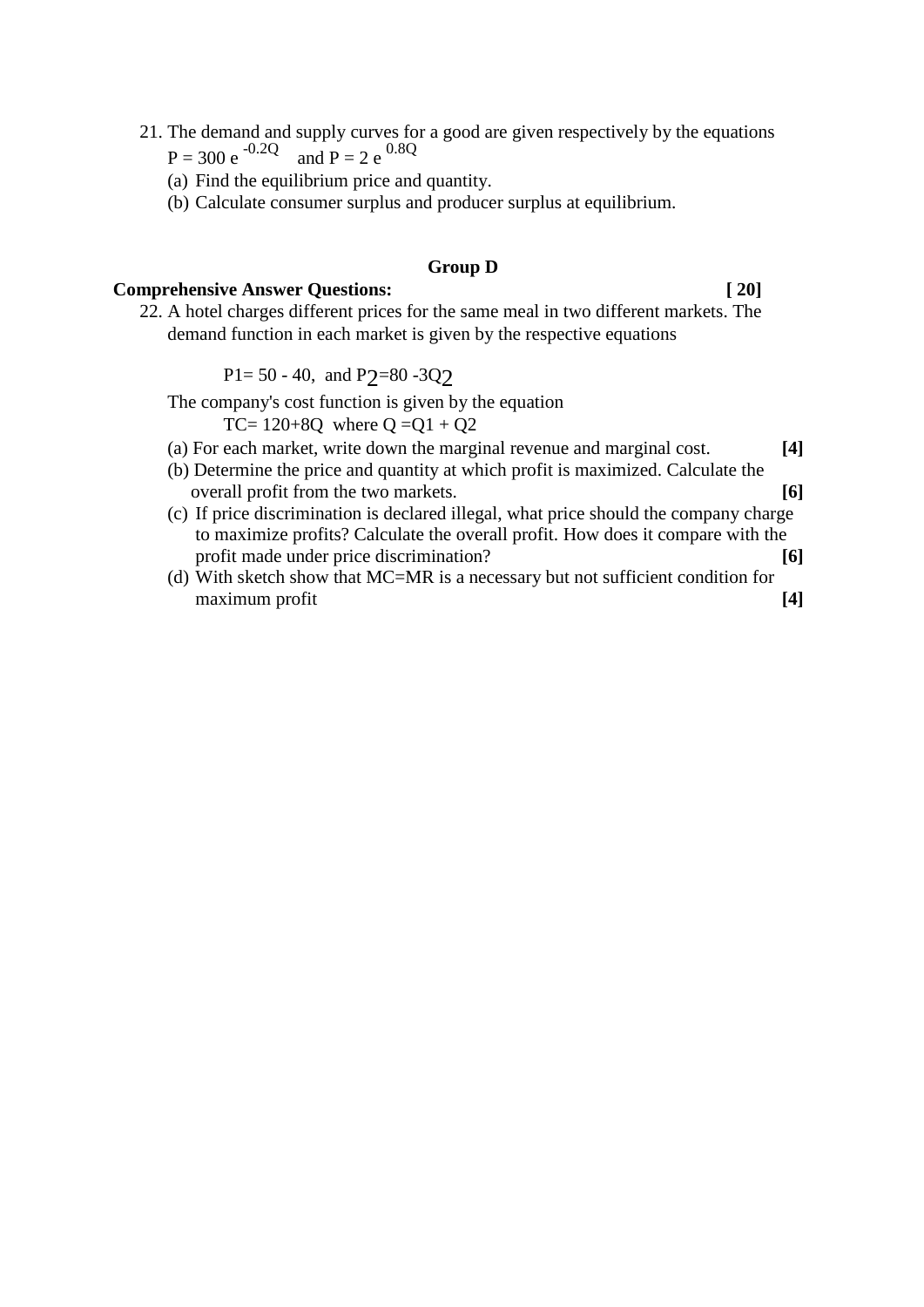21. The demand and supply curves for a good are given respectively by the equations $P = 300\, e^{-0.2Q}$ and $P = 2\, e^{0.8Q}$
    (a) Find the equilibrium price and quantity.
    (b) Calculate consumer surplus and producer surplus at equilibrium.

**Group D**

**Comprehensive Answer Questions:** **[ 20]**

22. A hotel charges different prices for the same meal in two different markets. The demand function in each market is given by the respective equations

    $P1 = 50 - 40$, and $P_2 = 80 - 3Q_2$

    The company's cost function is given by the equation

    $TC = 120 + 8Q$ where $Q = Q1 + Q2$

    (a) For each market, write down the marginal revenue and marginal cost. **[4]**
    (b) Determine the price and quantity at which profit is maximized. Calculate the overall profit from the two markets. **[6]**
    (c) If price discrimination is declared illegal, what price should the company charge to maximize profits? Calculate the overall profit. How does it compare with the profit made under price discrimination? **[6]**
    (d) With sketch show that MC=MR is a necessary but not sufficient condition for maximum profit **[4]**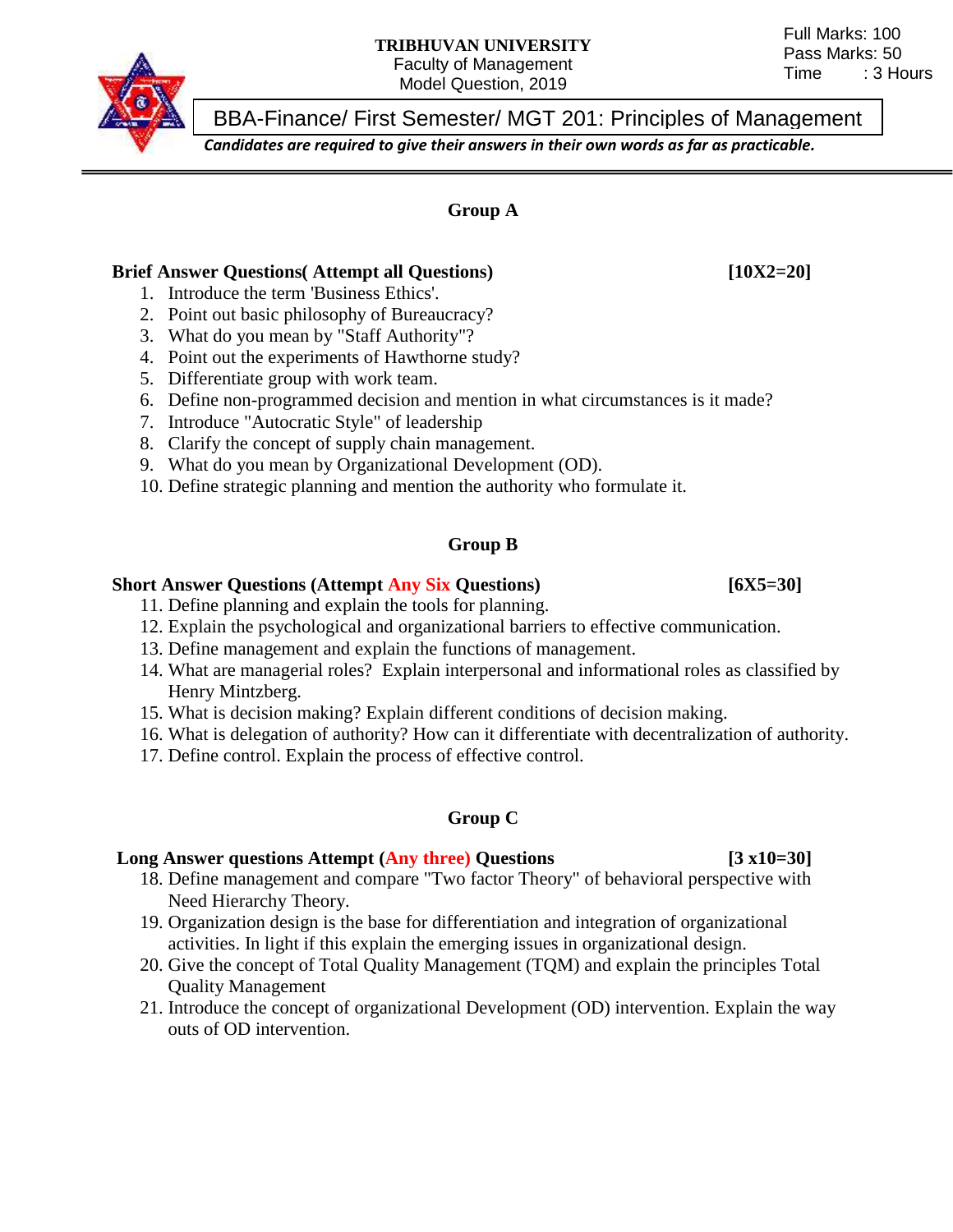**TRIBHUVAN UNIVERSITY**
Faculty of Management
Model Question, 2019

Full Marks: 100
Pass Marks: 50
Time : 3 Hours

# BBA-Finance/ First Semester/ MGT 201: Principles of Management

***Candidates are required to give their answers in their own words as far as practicable.***

---

## Group A

**Brief Answer Questions( Attempt all Questions) [10X2=20]**

1. Introduce the term 'Business Ethics'.
2. Point out basic philosophy of Bureaucracy?
3. What do you mean by "Staff Authority"?
4. Point out the experiments of Hawthorne study?
5. Differentiate group with work team.
6. Define non-programmed decision and mention in what circumstances is it made?
7. Introduce "Autocratic Style" of leadership
8. Clarify the concept of supply chain management.
9. What do you mean by Organizational Development (OD).
10. Define strategic planning and mention the authority who formulate it.

## Group B

**Short Answer Questions (Attempt Any Six Questions) [6X5=30]**

11. Define planning and explain the tools for planning.
12. Explain the psychological and organizational barriers to effective communication.
13. Define management and explain the functions of management.
14. What are managerial roles? Explain interpersonal and informational roles as classified by Henry Mintzberg.
15. What is decision making? Explain different conditions of decision making.
16. What is delegation of authority? How can it differentiate with decentralization of authority.
17. Define control. Explain the process of effective control.

## Group C

**Long Answer questions Attempt (Any three) Questions [3 x10=30]**

18. Define management and compare "Two factor Theory" of behavioral perspective with Need Hierarchy Theory.
19. Organization design is the base for differentiation and integration of organizational activities. In light if this explain the emerging issues in organizational design.
20. Give the concept of Total Quality Management (TQM) and explain the principles Total Quality Management
21. Introduce the concept of organizational Development (OD) intervention. Explain the way outs of OD intervention.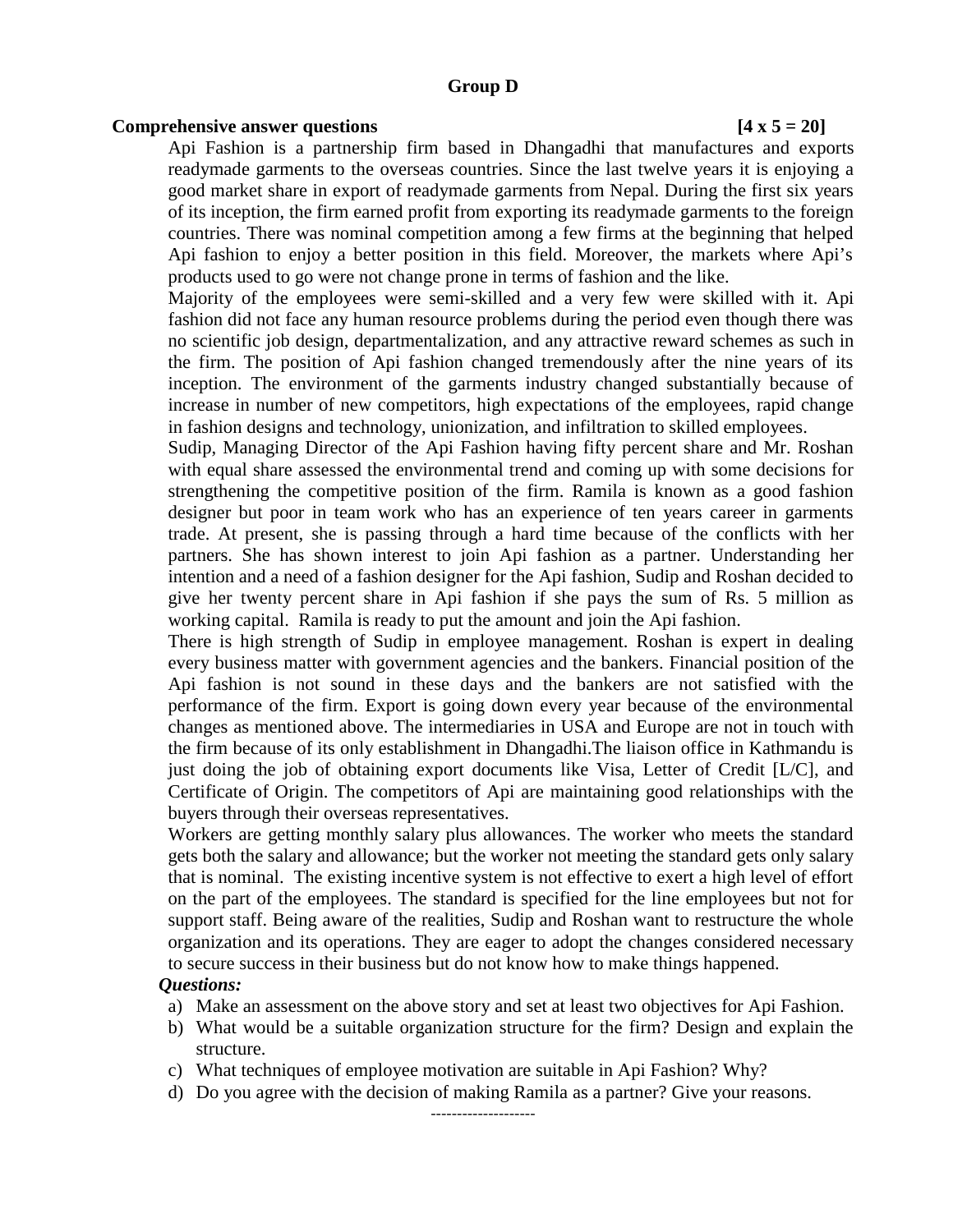## Group D

**Comprehensive answer questions** **[4 x 5 = 20]**

Api Fashion is a partnership firm based in Dhangadhi that manufactures and exports readymade garments to the overseas countries. Since the last twelve years it is enjoying a good market share in export of readymade garments from Nepal. During the first six years of its inception, the firm earned profit from exporting its readymade garments to the foreign countries. There was nominal competition among a few firms at the beginning that helped Api fashion to enjoy a better position in this field. Moreover, the markets where Api's products used to go were not change prone in terms of fashion and the like.

Majority of the employees were semi-skilled and a very few were skilled with it. Api fashion did not face any human resource problems during the period even though there was no scientific job design, departmentalization, and any attractive reward schemes as such in the firm. The position of Api fashion changed tremendously after the nine years of its inception. The environment of the garments industry changed substantially because of increase in number of new competitors, high expectations of the employees, rapid change in fashion designs and technology, unionization, and infiltration to skilled employees.

Sudip, Managing Director of the Api Fashion having fifty percent share and Mr. Roshan with equal share assessed the environmental trend and coming up with some decisions for strengthening the competitive position of the firm. Ramila is known as a good fashion designer but poor in team work who has an experience of ten years career in garments trade. At present, she is passing through a hard time because of the conflicts with her partners. She has shown interest to join Api fashion as a partner. Understanding her intention and a need of a fashion designer for the Api fashion, Sudip and Roshan decided to give her twenty percent share in Api fashion if she pays the sum of Rs. 5 million as working capital. Ramila is ready to put the amount and join the Api fashion.

There is high strength of Sudip in employee management. Roshan is expert in dealing every business matter with government agencies and the bankers. Financial position of the Api fashion is not sound in these days and the bankers are not satisfied with the performance of the firm. Export is going down every year because of the environmental changes as mentioned above. The intermediaries in USA and Europe are not in touch with the firm because of its only establishment in Dhangadhi.The liaison office in Kathmandu is just doing the job of obtaining export documents like Visa, Letter of Credit [L/C], and Certificate of Origin. The competitors of Api are maintaining good relationships with the buyers through their overseas representatives.

Workers are getting monthly salary plus allowances. The worker who meets the standard gets both the salary and allowance; but the worker not meeting the standard gets only salary that is nominal. The existing incentive system is not effective to exert a high level of effort on the part of the employees. The standard is specified for the line employees but not for support staff. Being aware of the realities, Sudip and Roshan want to restructure the whole organization and its operations. They are eager to adopt the changes considered necessary to secure success in their business but do not know how to make things happened.

***Questions:***

a) Make an assessment on the above story and set at least two objectives for Api Fashion.

b) What would be a suitable organization structure for the firm? Design and explain the structure.

c) What techniques of employee motivation are suitable in Api Fashion? Why?

d) Do you agree with the decision of making Ramila as a partner? Give your reasons.

--------------------